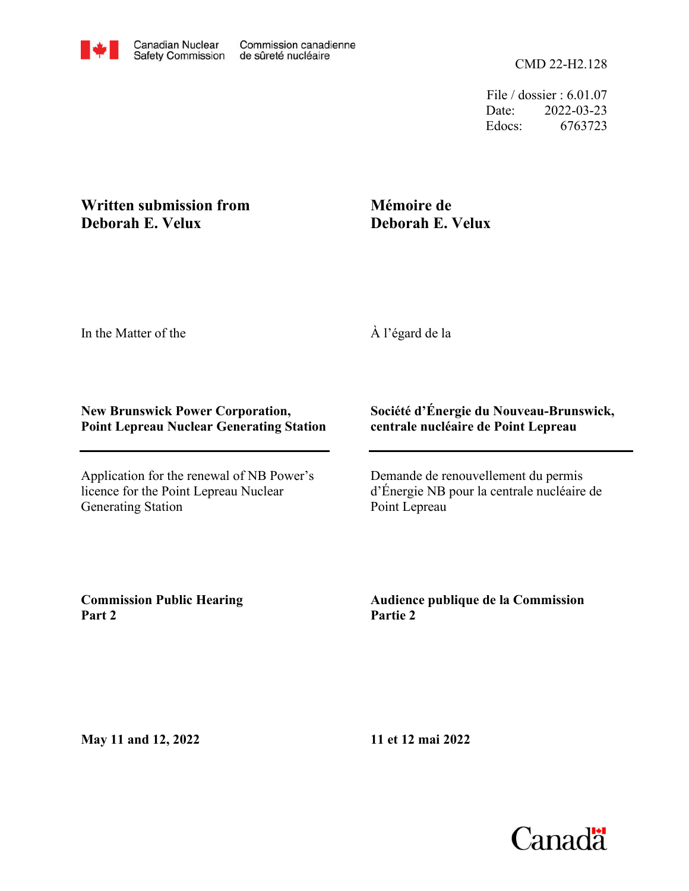Canadian Nuclear Safety Commission | Commission canadienne de sûreté nucléaire

CMD 22-H2.128

File / dossier : 6.01.07
Date: 2022-03-23
Edocs: 6763723

**Written submission from Deborah E. Velux**

**Mémoire de Deborah E. Velux**

In the Matter of the

À l'égard de la

**New Brunswick Power Corporation, Point Lepreau Nuclear Generating Station**

**Société d'Énergie du Nouveau-Brunswick, centrale nucléaire de Point Lepreau**

Application for the renewal of NB Power's licence for the Point Lepreau Nuclear Generating Station

Demande de renouvellement du permis d'Énergie NB pour la centrale nucléaire de Point Lepreau

**Commission Public Hearing Part 2**

**Audience publique de la Commission Partie 2**

**May 11 and 12, 2022**

**11 et 12 mai 2022**

Canada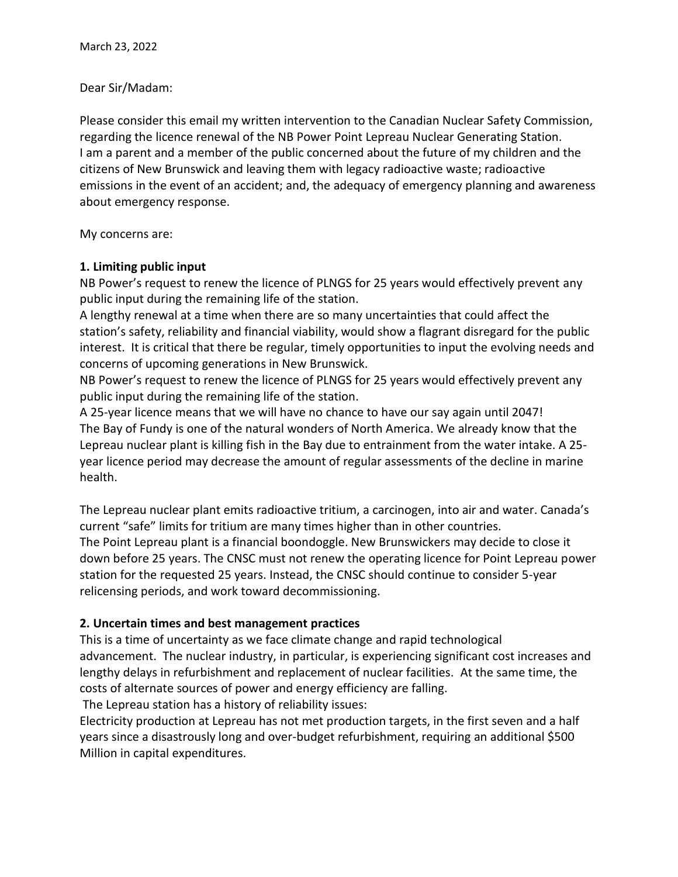March 23, 2022

Dear Sir/Madam:

Please consider this email my written intervention to the Canadian Nuclear Safety Commission, regarding the licence renewal of the NB Power Point Lepreau Nuclear Generating Station. I am a parent and a member of the public concerned about the future of my children and the citizens of New Brunswick and leaving them with legacy radioactive waste; radioactive emissions in the event of an accident; and, the adequacy of emergency planning and awareness about emergency response.

My concerns are:

**1. Limiting public input**

NB Power's request to renew the licence of PLNGS for 25 years would effectively prevent any public input during the remaining life of the station.

A lengthy renewal at a time when there are so many uncertainties that could affect the station's safety, reliability and financial viability, would show a flagrant disregard for the public interest. It is critical that there be regular, timely opportunities to input the evolving needs and concerns of upcoming generations in New Brunswick.

NB Power's request to renew the licence of PLNGS for 25 years would effectively prevent any public input during the remaining life of the station.

A 25-year licence means that we will have no chance to have our say again until 2047!

The Bay of Fundy is one of the natural wonders of North America. We already know that the Lepreau nuclear plant is killing fish in the Bay due to entrainment from the water intake. A 25-year licence period may decrease the amount of regular assessments of the decline in marine health.

The Lepreau nuclear plant emits radioactive tritium, a carcinogen, into air and water. Canada's current "safe" limits for tritium are many times higher than in other countries.

The Point Lepreau plant is a financial boondoggle. New Brunswickers may decide to close it down before 25 years. The CNSC must not renew the operating licence for Point Lepreau power station for the requested 25 years. Instead, the CNSC should continue to consider 5-year relicensing periods, and work toward decommissioning.

**2. Uncertain times and best management practices**

This is a time of uncertainty as we face climate change and rapid technological advancement. The nuclear industry, in particular, is experiencing significant cost increases and lengthy delays in refurbishment and replacement of nuclear facilities. At the same time, the costs of alternate sources of power and energy efficiency are falling.

The Lepreau station has a history of reliability issues:

Electricity production at Lepreau has not met production targets, in the first seven and a half years since a disastrously long and over-budget refurbishment, requiring an additional $500 Million in capital expenditures.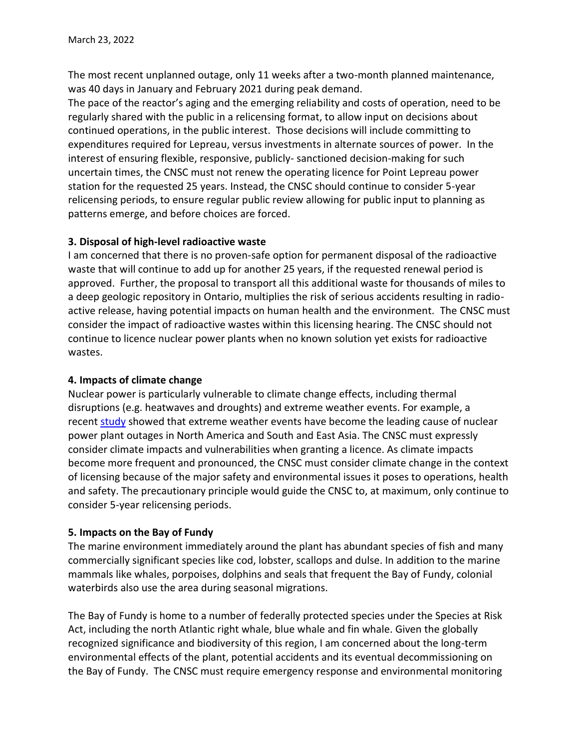The most recent unplanned outage, only 11 weeks after a two-month planned maintenance, was 40 days in January and February 2021 during peak demand.
The pace of the reactor's aging and the emerging reliability and costs of operation, need to be regularly shared with the public in a relicensing format, to allow input on decisions about continued operations, in the public interest. Those decisions will include committing to expenditures required for Lepreau, versus investments in alternate sources of power. In the interest of ensuring flexible, responsive, publicly- sanctioned decision-making for such uncertain times, the CNSC must not renew the operating licence for Point Lepreau power station for the requested 25 years. Instead, the CNSC should continue to consider 5-year relicensing periods, to ensure regular public review allowing for public input to planning as patterns emerge, and before choices are forced.

**3. Disposal of high-level radioactive waste**

I am concerned that there is no proven-safe option for permanent disposal of the radioactive waste that will continue to add up for another 25 years, if the requested renewal period is approved. Further, the proposal to transport all this additional waste for thousands of miles to a deep geologic repository in Ontario, multiplies the risk of serious accidents resulting in radio-active release, having potential impacts on human health and the environment. The CNSC must consider the impact of radioactive wastes within this licensing hearing. The CNSC should not continue to licence nuclear power plants when no known solution yet exists for radioactive wastes.

**4. Impacts of climate change**

Nuclear power is particularly vulnerable to climate change effects, including thermal disruptions (e.g. heatwaves and droughts) and extreme weather events. For example, a recent study showed that extreme weather events have become the leading cause of nuclear power plant outages in North America and South and East Asia. The CNSC must expressly consider climate impacts and vulnerabilities when granting a licence. As climate impacts become more frequent and pronounced, the CNSC must consider climate change in the context of licensing because of the major safety and environmental issues it poses to operations, health and safety. The precautionary principle would guide the CNSC to, at maximum, only continue to consider 5-year relicensing periods.

**5. Impacts on the Bay of Fundy**

The marine environment immediately around the plant has abundant species of fish and many commercially significant species like cod, lobster, scallops and dulse. In addition to the marine mammals like whales, porpoises, dolphins and seals that frequent the Bay of Fundy, colonial waterbirds also use the area during seasonal migrations.

The Bay of Fundy is home to a number of federally protected species under the Species at Risk Act, including the north Atlantic right whale, blue whale and fin whale. Given the globally recognized significance and biodiversity of this region, I am concerned about the long-term environmental effects of the plant, potential accidents and its eventual decommissioning on the Bay of Fundy. The CNSC must require emergency response and environmental monitoring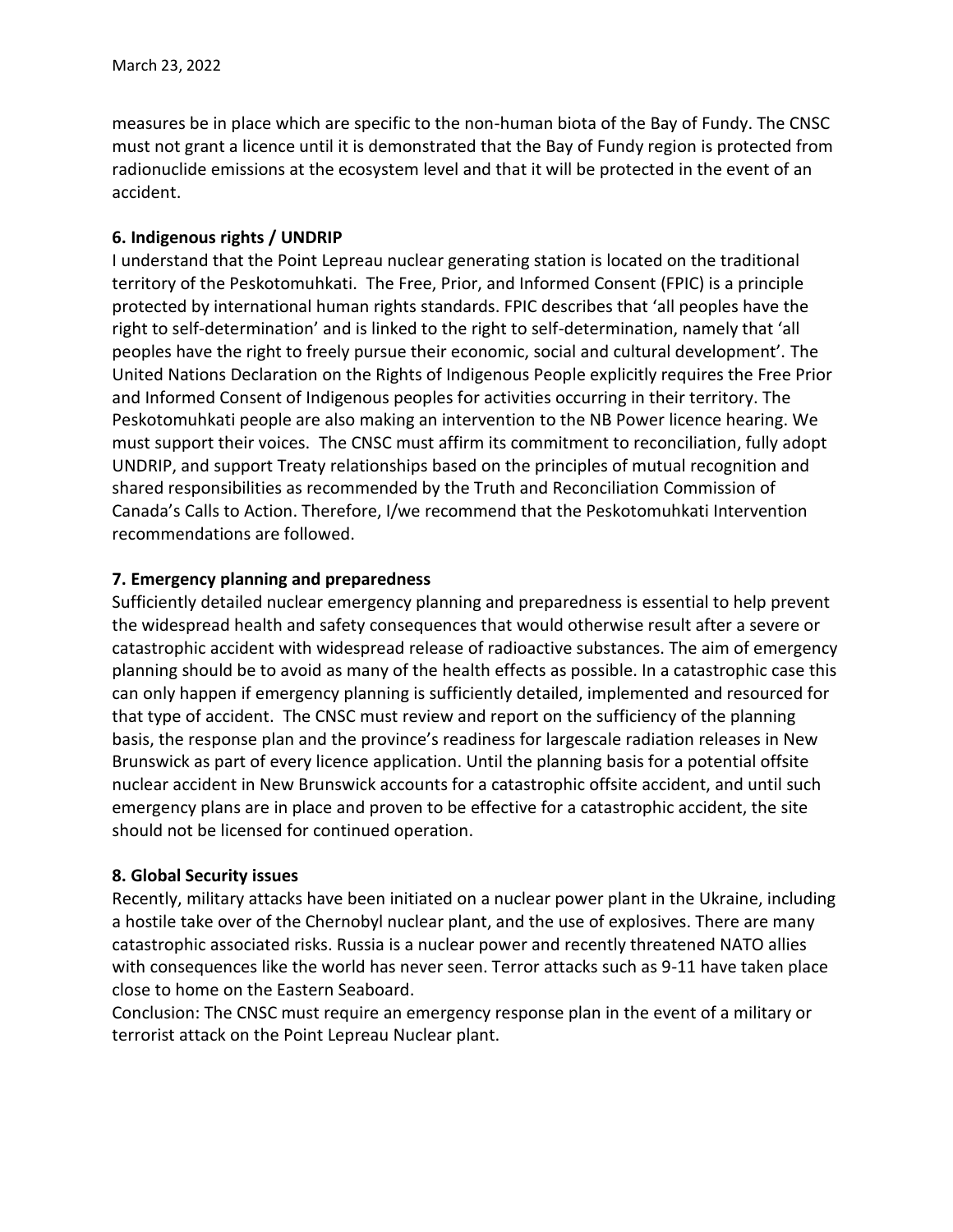measures be in place which are specific to the non-human biota of the Bay of Fundy. The CNSC must not grant a licence until it is demonstrated that the Bay of Fundy region is protected from radionuclide emissions at the ecosystem level and that it will be protected in the event of an accident.

**6. Indigenous rights / UNDRIP**

I understand that the Point Lepreau nuclear generating station is located on the traditional territory of the Peskotomuhkati. The Free, Prior, and Informed Consent (FPIC) is a principle protected by international human rights standards. FPIC describes that 'all peoples have the right to self-determination' and is linked to the right to self-determination, namely that 'all peoples have the right to freely pursue their economic, social and cultural development'. The United Nations Declaration on the Rights of Indigenous People explicitly requires the Free Prior and Informed Consent of Indigenous peoples for activities occurring in their territory. The Peskotomuhkati people are also making an intervention to the NB Power licence hearing. We must support their voices. The CNSC must affirm its commitment to reconciliation, fully adopt UNDRIP, and support Treaty relationships based on the principles of mutual recognition and shared responsibilities as recommended by the Truth and Reconciliation Commission of Canada's Calls to Action. Therefore, I/we recommend that the Peskotomuhkati Intervention recommendations are followed.

**7. Emergency planning and preparedness**

Sufficiently detailed nuclear emergency planning and preparedness is essential to help prevent the widespread health and safety consequences that would otherwise result after a severe or catastrophic accident with widespread release of radioactive substances. The aim of emergency planning should be to avoid as many of the health effects as possible. In a catastrophic case this can only happen if emergency planning is sufficiently detailed, implemented and resourced for that type of accident. The CNSC must review and report on the sufficiency of the planning basis, the response plan and the province's readiness for largescale radiation releases in New Brunswick as part of every licence application. Until the planning basis for a potential offsite nuclear accident in New Brunswick accounts for a catastrophic offsite accident, and until such emergency plans are in place and proven to be effective for a catastrophic accident, the site should not be licensed for continued operation.

**8. Global Security issues**

Recently, military attacks have been initiated on a nuclear power plant in the Ukraine, including a hostile take over of the Chernobyl nuclear plant, and the use of explosives. There are many catastrophic associated risks. Russia is a nuclear power and recently threatened NATO allies with consequences like the world has never seen. Terror attacks such as 9-11 have taken place close to home on the Eastern Seaboard.

Conclusion: The CNSC must require an emergency response plan in the event of a military or terrorist attack on the Point Lepreau Nuclear plant.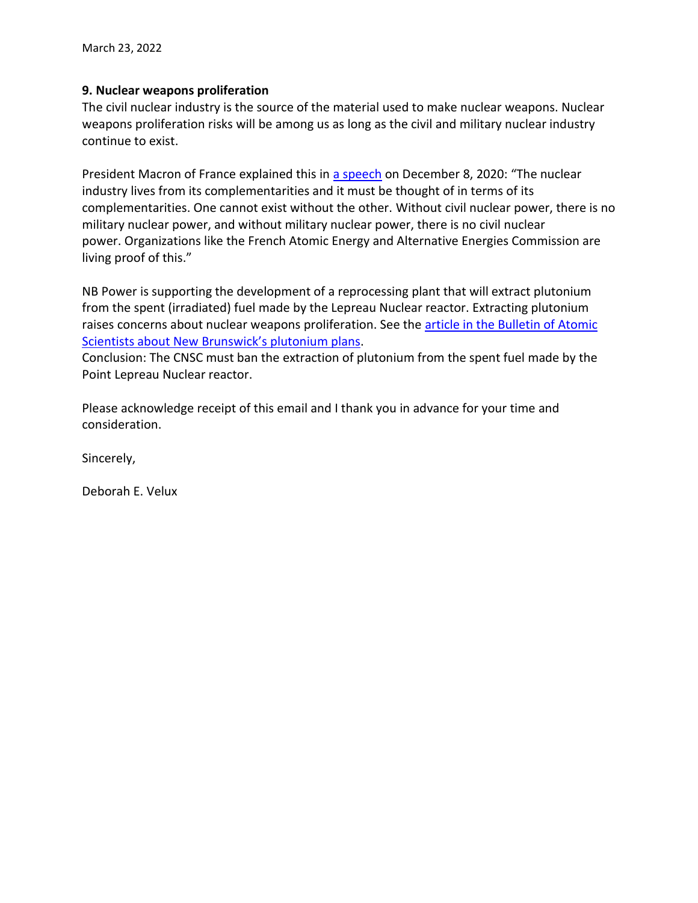March 23, 2022

**9. Nuclear weapons proliferation**

The civil nuclear industry is the source of the material used to make nuclear weapons. Nuclear weapons proliferation risks will be among us as long as the civil and military nuclear industry continue to exist.

President Macron of France explained this in a speech on December 8, 2020: "The nuclear industry lives from its complementarities and it must be thought of in terms of its complementarities. One cannot exist without the other. Without civil nuclear power, there is no military nuclear power, and without military nuclear power, there is no civil nuclear power. Organizations like the French Atomic Energy and Alternative Energies Commission are living proof of this."

NB Power is supporting the development of a reprocessing plant that will extract plutonium from the spent (irradiated) fuel made by the Lepreau Nuclear reactor. Extracting plutonium raises concerns about nuclear weapons proliferation. See the article in the Bulletin of Atomic Scientists about New Brunswick's plutonium plans.

Conclusion: The CNSC must ban the extraction of plutonium from the spent fuel made by the Point Lepreau Nuclear reactor.

Please acknowledge receipt of this email and I thank you in advance for your time and consideration.

Sincerely,

Deborah E. Velux